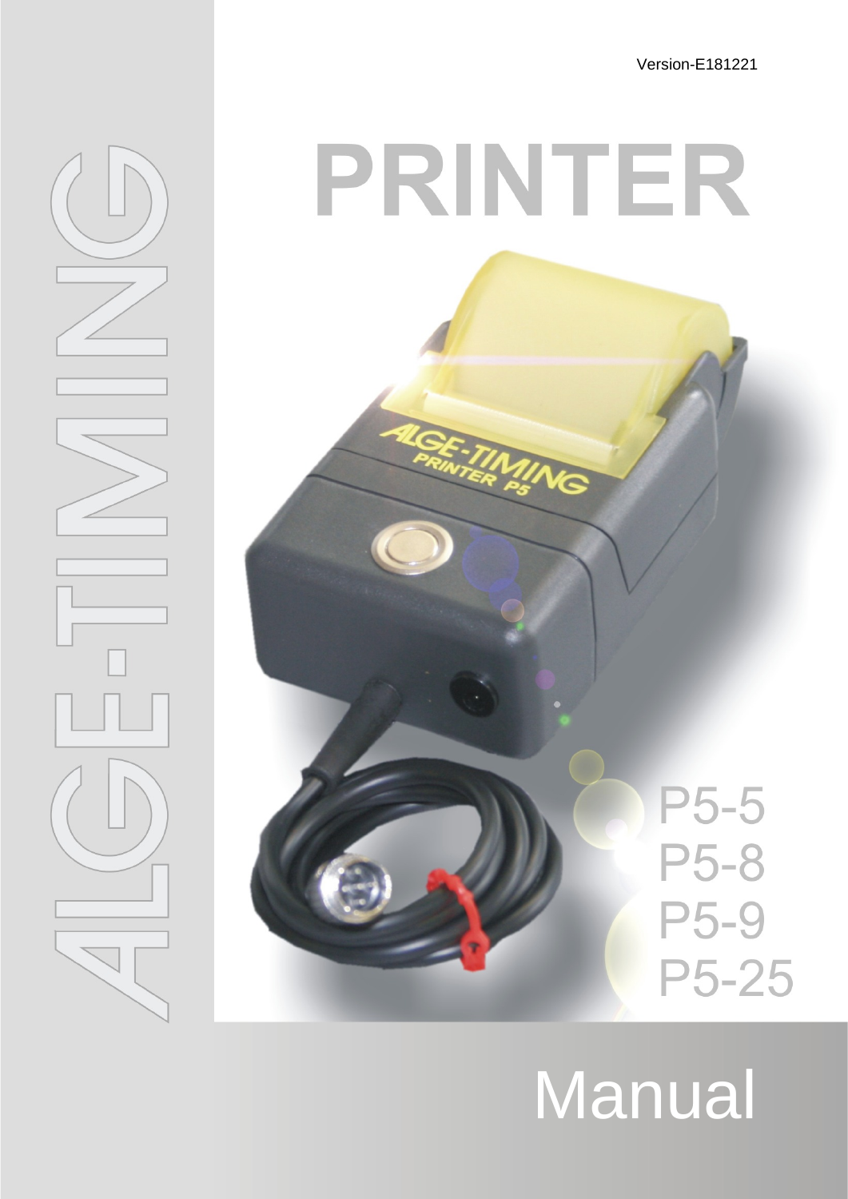Version-E181221

ALGE-TIMING

# PRINTER

P5-5
P5-8
P5-9
P5-25

# Manual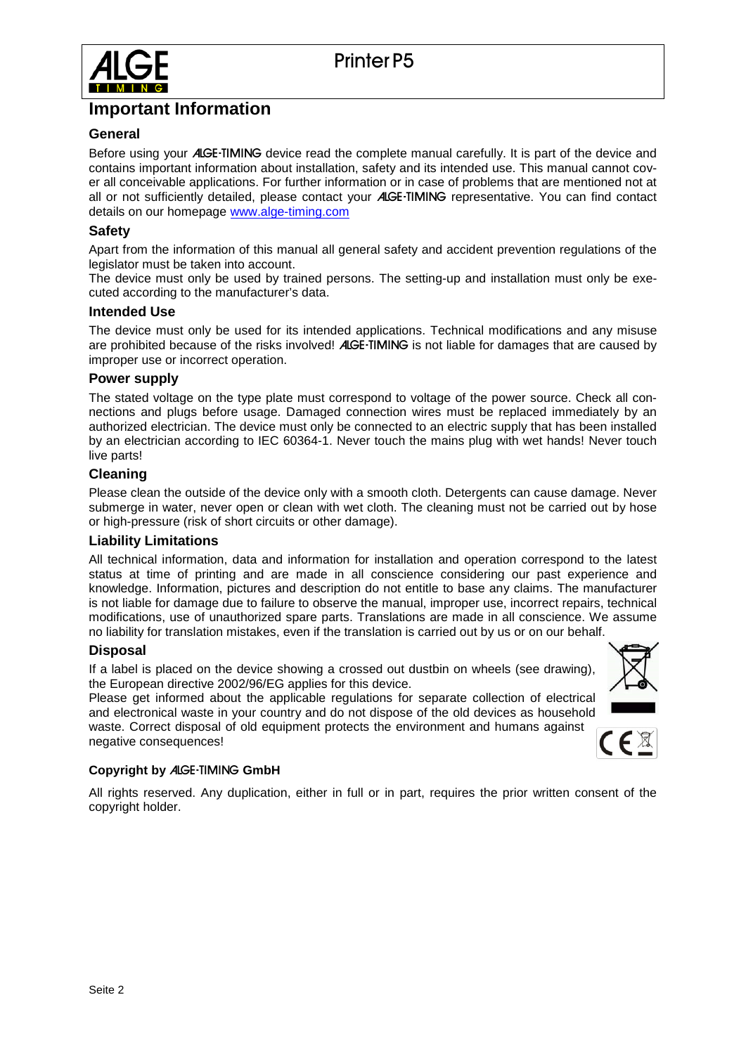# Important Information

## General

Before using your ALGE-TIMING device read the complete manual carefully. It is part of the device and contains important information about installation, safety and its intended use. This manual cannot cover all conceivable applications. For further information or in case of problems that are mentioned not at all or not sufficiently detailed, please contact your ALGE-TIMING representative. You can find contact details on our homepage www.alge-timing.com

## Safety

Apart from the information of this manual all general safety and accident prevention regulations of the legislator must be taken into account.
The device must only be used by trained persons. The setting-up and installation must only be executed according to the manufacturer's data.

## Intended Use

The device must only be used for its intended applications. Technical modifications and any misuse are prohibited because of the risks involved! ALGE-TIMING is not liable for damages that are caused by improper use or incorrect operation.

## Power supply

The stated voltage on the type plate must correspond to voltage of the power source. Check all connections and plugs before usage. Damaged connection wires must be replaced immediately by an authorized electrician. The device must only be connected to an electric supply that has been installed by an electrician according to IEC 60364-1. Never touch the mains plug with wet hands! Never touch live parts!

## Cleaning

Please clean the outside of the device only with a smooth cloth. Detergents can cause damage. Never submerge in water, never open or clean with wet cloth. The cleaning must not be carried out by hose or high-pressure (risk of short circuits or other damage).

## Liability Limitations

All technical information, data and information for installation and operation correspond to the latest status at time of printing and are made in all conscience considering our past experience and knowledge. Information, pictures and description do not entitle to base any claims. The manufacturer is not liable for damage due to failure to observe the manual, improper use, incorrect repairs, technical modifications, use of unauthorized spare parts. Translations are made in all conscience. We assume no liability for translation mistakes, even if the translation is carried out by us or on our behalf.

## Disposal

If a label is placed on the device showing a crossed out dustbin on wheels (see drawing), the European directive 2002/96/EG applies for this device.
Please get informed about the applicable regulations for separate collection of electrical and electronical waste in your country and do not dispose of the old devices as household waste. Correct disposal of old equipment protects the environment and humans against negative consequences!

**Copyright by ALGE-TIMING GmbH**

All rights reserved. Any duplication, either in full or in part, requires the prior written consent of the copyright holder.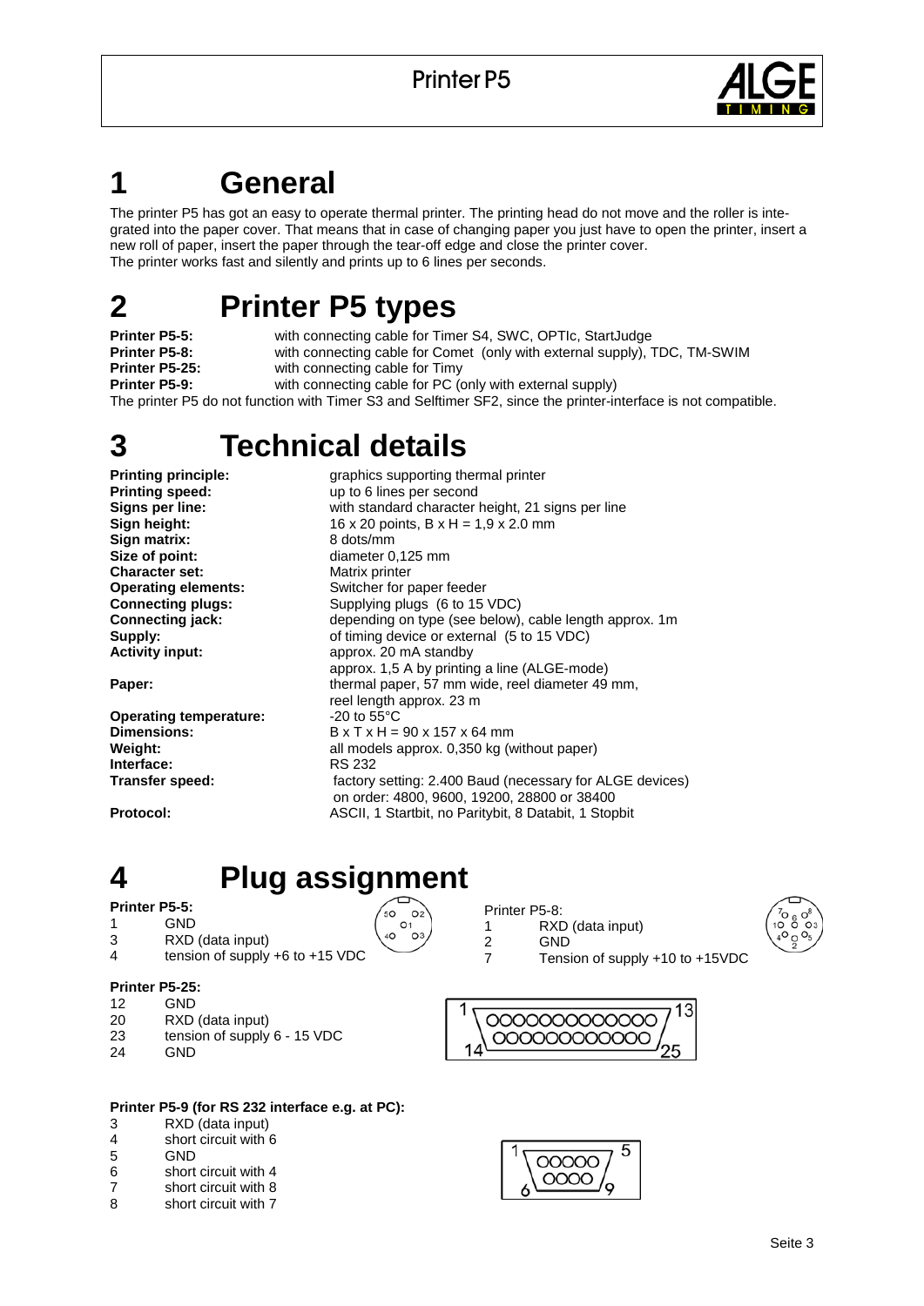# 1 General

The printer P5 has got an easy to operate thermal printer. The printing head do not move and the roller is integrated into the paper cover. That means that in case of changing paper you just have to open the printer, insert a new roll of paper, insert the paper through the tear-off edge and close the printer cover.
The printer works fast and silently and prints up to 6 lines per seconds.

# 2 Printer P5 types

| | |
|---|---|
| **Printer P5-5:** | with connecting cable for Timer S4, SWC, OPTIc, StartJudge |
| **Printer P5-8:** | with connecting cable for Comet (only with external supply), TDC, TM-SWIM |
| **Printer P5-25:** | with connecting cable for Timy |
| **Printer P5-9:** | with connecting cable for PC (only with external supply) |

The printer P5 do not function with Timer S3 and Selftimer SF2, since the printer-interface is not compatible.

# 3 Technical details

| | |
|---|---|
| **Printing principle:** | graphics supporting thermal printer |
| **Printing speed:** | up to 6 lines per second |
| **Signs per line:** | with standard character height, 21 signs per line |
| **Sign height:** | 16 x 20 points, B x H = 1,9 x 2.0 mm |
| **Sign matrix:** | 8 dots/mm |
| **Size of point:** | diameter 0,125 mm |
| **Character set:** | Matrix printer |
| **Operating elements:** | Switcher for paper feeder |
| **Connecting plugs:** | Supplying plugs (6 to 15 VDC) |
| **Connecting jack:** | depending on type (see below), cable length approx. 1m |
| **Supply:** | of timing device or external (5 to 15 VDC) |
| **Activity input:** | approx. 20 mA standby<br>approx. 1,5 A by printing a line (ALGE-mode) |
| **Paper:** | thermal paper, 57 mm wide, reel diameter 49 mm,<br>reel length approx. 23 m |
| **Operating temperature:** | -20 to 55°C |
| **Dimensions:** | B x T x H = 90 x 157 x 64 mm |
| **Weight:** | all models approx. 0,350 kg (without paper) |
| **Interface:** | RS 232 |
| **Transfer speed:** | factory setting: 2.400 Baud (necessary for ALGE devices)<br>on order: 4800, 9600, 19200, 28800 or 38400 |
| **Protocol:** | ASCII, 1 Startbit, no Paritybit, 8 Databit, 1 Stopbit |

# 4 Plug assignment

**Printer P5-5:**

| | |
|---|---|
| 1 | GND |
| 3 | RXD (data input) |
| 4 | tension of supply +6 to +15 VDC |

Printer P5-8:

| | |
|---|---|
| 1 | RXD (data input) |
| 2 | GND |
| 7 | Tension of supply +10 to +15VDC |

**Printer P5-25:**

| | |
|---|---|
| 12 | GND |
| 20 | RXD (data input) |
| 23 | tension of supply 6 - 15 VDC |
| 24 | GND |

**Printer P5-9 (for RS 232 interface e.g. at PC):**

| | |
|---|---|
| 3 | RXD (data input) |
| 4 | short circuit with 6 |
| 5 | GND |
| 6 | short circuit with 4 |
| 7 | short circuit with 8 |
| 8 | short circuit with 7 |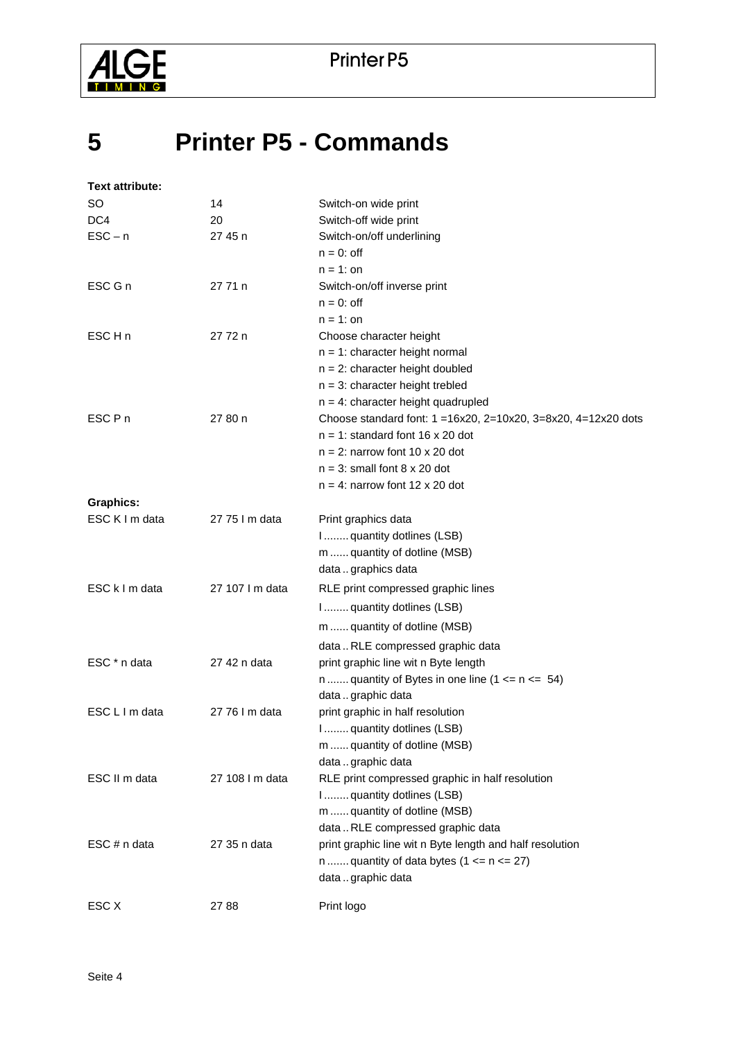# 5 Printer P5 - Commands

| Text attribute: | | |
|---|---|---|
| SO | 14 | Switch-on wide print |
| DC4 | 20 | Switch-off wide print |
| ESC – n | 27 45 n | Switch-on/off underlining<br>n = 0: off<br>n = 1: on |
| ESC G n | 27 71 n | Switch-on/off inverse print<br>n = 0: off<br>n = 1: on |
| ESC H n | 27 72 n | Choose character height<br>n = 1: character height normal<br>n = 2: character height doubled<br>n = 3: character height trebled<br>n = 4: character height quadrupled |
| ESC P n | 27 80 n | Choose standard font: 1 =16x20, 2=10x20, 3=8x20, 4=12x20 dots<br>n = 1: standard font 16 x 20 dot<br>n = 2: narrow font 10 x 20 dot<br>n = 3: small font 8 x 20 dot<br>n = 4: narrow font 12 x 20 dot |
| **Graphics:** | | |
| ESC K l m data | 27 75 l m data | Print graphics data<br>l ........ quantity dotlines (LSB)<br>m ...... quantity of dotline (MSB)<br>data .. graphics data |
| ESC k l m data | 27 107 l m data | RLE print compressed graphic lines<br>l ........ quantity dotlines (LSB)<br>m ...... quantity of dotline (MSB)<br>data .. RLE compressed graphic data |
| ESC * n data | 27 42 n data | print graphic line wit n Byte length<br>n ....... quantity of Bytes in one line (1 <= n <= 54)<br>data .. graphic data |
| ESC L l m data | 27 76 l m data | print graphic in half resolution<br>l ........ quantity dotlines (LSB)<br>m ...... quantity of dotline (MSB)<br>data .. graphic data |
| ESC ll m data | 27 108 l m data | RLE print compressed graphic in half resolution<br>l ........ quantity dotlines (LSB)<br>m ...... quantity of dotline (MSB)<br>data .. RLE compressed graphic data |
| ESC # n data | 27 35 n data | print graphic line wit n Byte length and half resolution<br>n ....... quantity of data bytes (1 <= n <= 27)<br>data .. graphic data |
| ESC X | 27 88 | Print logo |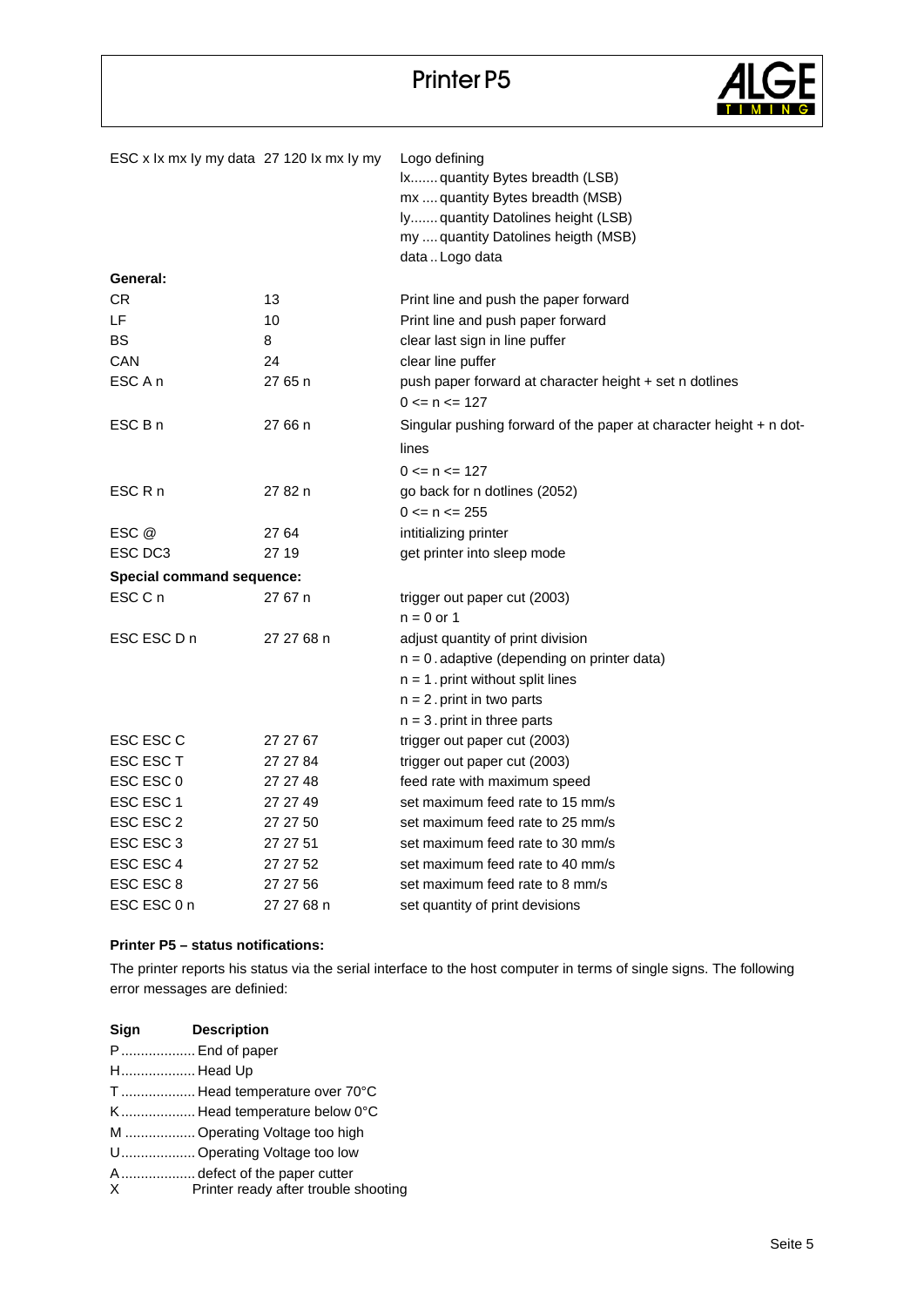| | | |
|---|---|---|
| ESC x lx mx ly my data | 27 120 lx mx ly my | Logo defining<br>lx....... quantity Bytes breadth (LSB)<br>mx .... quantity Bytes breadth (MSB)<br>ly....... quantity Datolines height (LSB)<br>my .... quantity Datolines heigth (MSB)<br>data .. Logo data |
| **General:** | | |
| CR | 13 | Print line and push the paper forward |
| LF | 10 | Print line and push paper forward |
| BS | 8 | clear last sign in line puffer |
| CAN | 24 | clear line puffer |
| ESC A n | 27 65 n | push paper forward at character height + set n dotlines<br>0 <= n <= 127 |
| ESC B n | 27 66 n | Singular pushing forward of the paper at character height + n dot-lines<br>0 <= n <= 127 |
| ESC R n | 27 82 n | go back for n dotlines (2052)<br>0 <= n <= 255 |
| ESC @ | 27 64 | intitializing printer |
| ESC DC3 | 27 19 | get printer into sleep mode |
| **Special command sequence:** | | |
| ESC C n | 27 67 n | trigger out paper cut (2003)<br>n = 0 or 1 |
| ESC ESC D n | 27 27 68 n | adjust quantity of print division<br>n = 0 . adaptive (depending on printer data)<br>n = 1 . print without split lines<br>n = 2 . print in two parts<br>n = 3 . print in three parts |
| ESC ESC C | 27 27 67 | trigger out paper cut (2003) |
| ESC ESC T | 27 27 84 | trigger out paper cut (2003) |
| ESC ESC 0 | 27 27 48 | feed rate with maximum speed |
| ESC ESC 1 | 27 27 49 | set maximum feed rate to 15 mm/s |
| ESC ESC 2 | 27 27 50 | set maximum feed rate to 25 mm/s |
| ESC ESC 3 | 27 27 51 | set maximum feed rate to 30 mm/s |
| ESC ESC 4 | 27 27 52 | set maximum feed rate to 40 mm/s |
| ESC ESC 8 | 27 27 56 | set maximum feed rate to 8 mm/s |
| ESC ESC 0 n | 27 27 68 n | set quantity of print devisions |

**Printer P5 – status notifications:**

The printer reports his status via the serial interface to the host computer in terms of single signs. The following error messages are definied:

| **Sign** | **Description** |
|---|---|
| P | End of paper |
| H | Head Up |
| T | Head temperature over 70°C |
| K | Head temperature below 0°C |
| M | Operating Voltage too high |
| U | Operating Voltage too low |
| A | defect of the paper cutter |
| X | Printer ready after trouble shooting |